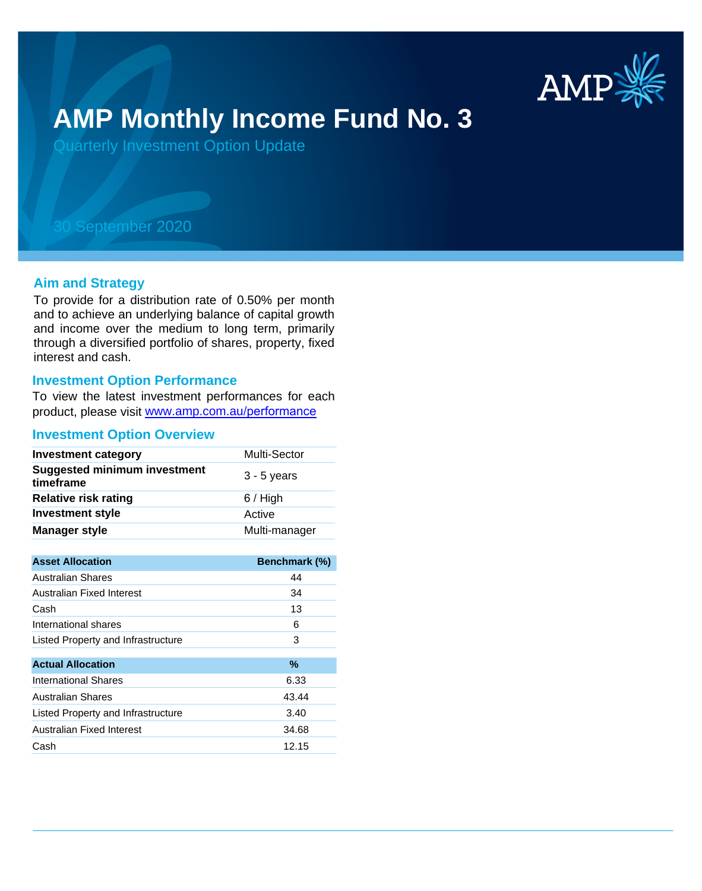# AMP Monthly Income Fund No. 3

Quarterly Investment Option Update

30 September 2020

## Aim and Strategy

To provide for a distribution rate of 0.50% per month and to achieve an underlying balance of capital growth and income over the medium to long term, primarily through a diversified portfolio of shares, property, fixed interest and cash.

## Investment Option Performance

To view the latest investment performances for each product, please visit [www.amp.com.au/performance](http://www.amp.com.au/performance)

## Investment Option Overview

| | |
|---|---|
| **Investment category** | Multi-Sector |
| **Suggested minimum investment timeframe** | 3 - 5 years |
| **Relative risk rating** | 6 / High |
| **Investment style** | Active |
| **Manager style** | Multi-manager |

| Asset Allocation | Benchmark (%) |
|---|---|
| Australian Shares | 44 |
| Australian Fixed Interest | 34 |
| Cash | 13 |
| International shares | 6 |
| Listed Property and Infrastructure | 3 |

| Actual Allocation | % |
|---|---|
| International Shares | 6.33 |
| Australian Shares | 43.44 |
| Listed Property and Infrastructure | 3.40 |
| Australian Fixed Interest | 34.68 |
| Cash | 12.15 |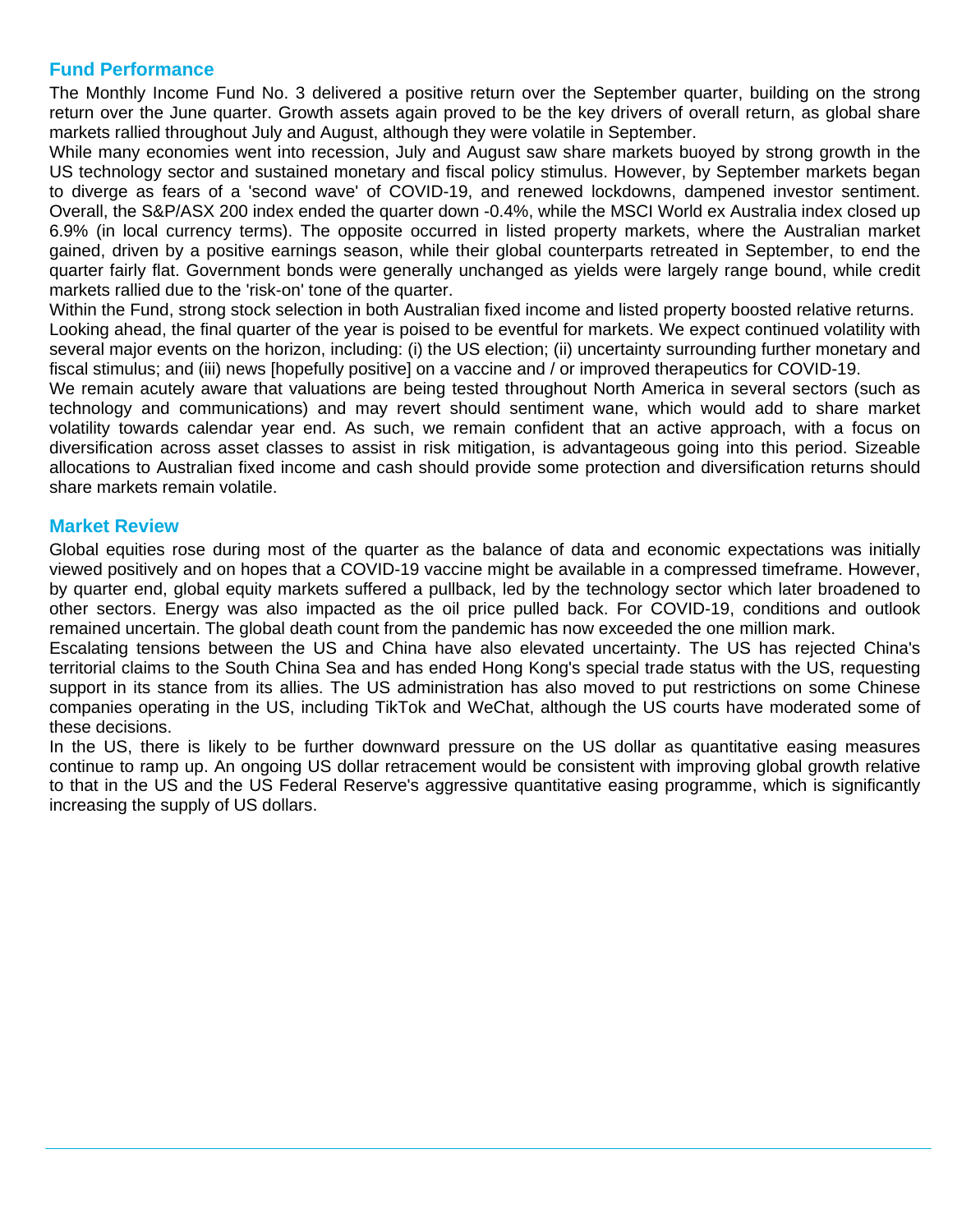## Fund Performance

The Monthly Income Fund No. 3 delivered a positive return over the September quarter, building on the strong return over the June quarter. Growth assets again proved to be the key drivers of overall return, as global share markets rallied throughout July and August, although they were volatile in September.

While many economies went into recession, July and August saw share markets buoyed by strong growth in the US technology sector and sustained monetary and fiscal policy stimulus. However, by September markets began to diverge as fears of a 'second wave' of COVID-19, and renewed lockdowns, dampened investor sentiment. Overall, the S&P/ASX 200 index ended the quarter down -0.4%, while the MSCI World ex Australia index closed up 6.9% (in local currency terms). The opposite occurred in listed property markets, where the Australian market gained, driven by a positive earnings season, while their global counterparts retreated in September, to end the quarter fairly flat. Government bonds were generally unchanged as yields were largely range bound, while credit markets rallied due to the 'risk-on' tone of the quarter.

Within the Fund, strong stock selection in both Australian fixed income and listed property boosted relative returns.

Looking ahead, the final quarter of the year is poised to be eventful for markets. We expect continued volatility with several major events on the horizon, including: (i) the US election; (ii) uncertainty surrounding further monetary and fiscal stimulus; and (iii) news [hopefully positive] on a vaccine and / or improved therapeutics for COVID-19.

We remain acutely aware that valuations are being tested throughout North America in several sectors (such as technology and communications) and may revert should sentiment wane, which would add to share market volatility towards calendar year end. As such, we remain confident that an active approach, with a focus on diversification across asset classes to assist in risk mitigation, is advantageous going into this period. Sizeable allocations to Australian fixed income and cash should provide some protection and diversification returns should share markets remain volatile.

## Market Review

Global equities rose during most of the quarter as the balance of data and economic expectations was initially viewed positively and on hopes that a COVID-19 vaccine might be available in a compressed timeframe. However, by quarter end, global equity markets suffered a pullback, led by the technology sector which later broadened to other sectors. Energy was also impacted as the oil price pulled back. For COVID-19, conditions and outlook remained uncertain. The global death count from the pandemic has now exceeded the one million mark.

Escalating tensions between the US and China have also elevated uncertainty. The US has rejected China's territorial claims to the South China Sea and has ended Hong Kong's special trade status with the US, requesting support in its stance from its allies. The US administration has also moved to put restrictions on some Chinese companies operating in the US, including TikTok and WeChat, although the US courts have moderated some of these decisions.

In the US, there is likely to be further downward pressure on the US dollar as quantitative easing measures continue to ramp up. An ongoing US dollar retracement would be consistent with improving global growth relative to that in the US and the US Federal Reserve's aggressive quantitative easing programme, which is significantly increasing the supply of US dollars.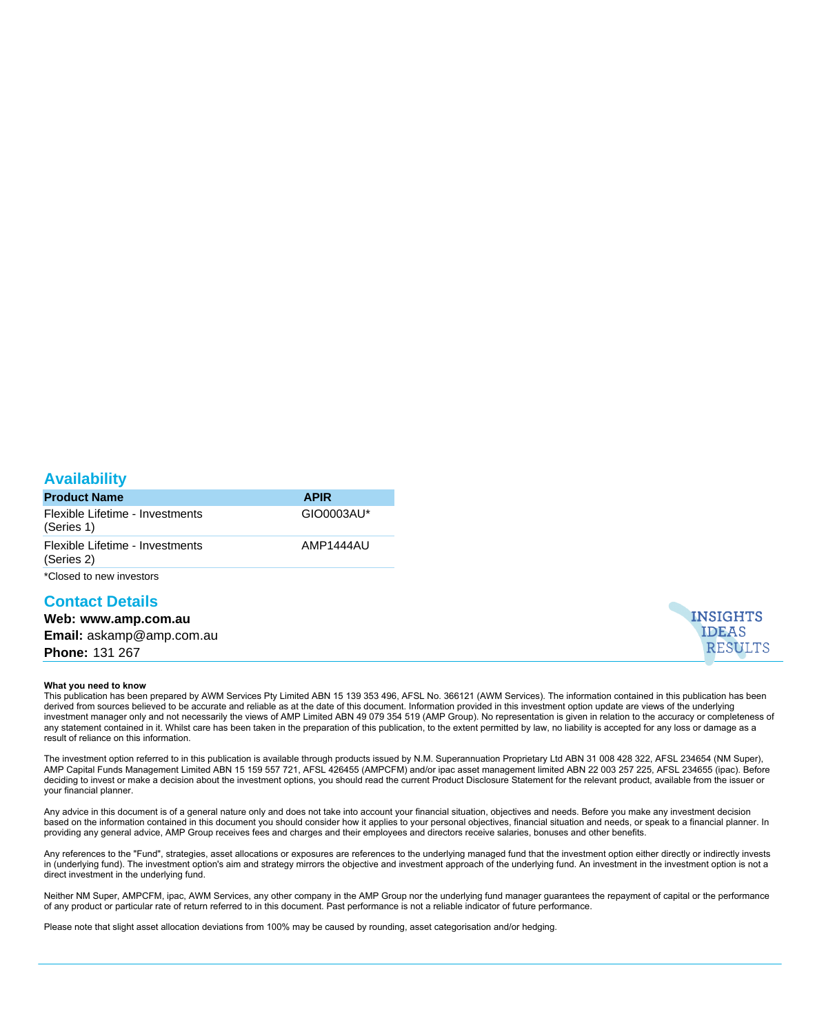## Availability

| Product Name | APIR |
|---|---|
| Flexible Lifetime - Investments (Series 1) | GIO0003AU* |
| Flexible Lifetime - Investments (Series 2) | AMP1444AU |

*Closed to new investors

## Contact Details

**Web: www.amp.com.au**
**Email:** askamp@amp.com.au
**Phone:** 131 267

INSIGHTS
IDEAS
RESULTS

**What you need to know**

This publication has been prepared by AWM Services Pty Limited ABN 15 139 353 496, AFSL No. 366121 (AWM Services). The information contained in this publication has been derived from sources believed to be accurate and reliable as at the date of this document. Information provided in this investment option update are views of the underlying investment manager only and not necessarily the views of AMP Limited ABN 49 079 354 519 (AMP Group). No representation is given in relation to the accuracy or completeness of any statement contained in it. Whilst care has been taken in the preparation of this publication, to the extent permitted by law, no liability is accepted for any loss or damage as a result of reliance on this information.

The investment option referred to in this publication is available through products issued by N.M. Superannuation Proprietary Ltd ABN 31 008 428 322, AFSL 234654 (NM Super), AMP Capital Funds Management Limited ABN 15 159 557 721, AFSL 426455 (AMPCFM) and/or ipac asset management limited ABN 22 003 257 225, AFSL 234655 (ipac). Before deciding to invest or make a decision about the investment options, you should read the current Product Disclosure Statement for the relevant product, available from the issuer or your financial planner.

Any advice in this document is of a general nature only and does not take into account your financial situation, objectives and needs. Before you make any investment decision based on the information contained in this document you should consider how it applies to your personal objectives, financial situation and needs, or speak to a financial planner. In providing any general advice, AMP Group receives fees and charges and their employees and directors receive salaries, bonuses and other benefits.

Any references to the "Fund", strategies, asset allocations or exposures are references to the underlying managed fund that the investment option either directly or indirectly invests in (underlying fund). The investment option's aim and strategy mirrors the objective and investment approach of the underlying fund. An investment in the investment option is not a direct investment in the underlying fund.

Neither NM Super, AMPCFM, ipac, AWM Services, any other company in the AMP Group nor the underlying fund manager guarantees the repayment of capital or the performance of any product or particular rate of return referred to in this document. Past performance is not a reliable indicator of future performance.

Please note that slight asset allocation deviations from 100% may be caused by rounding, asset categorisation and/or hedging.